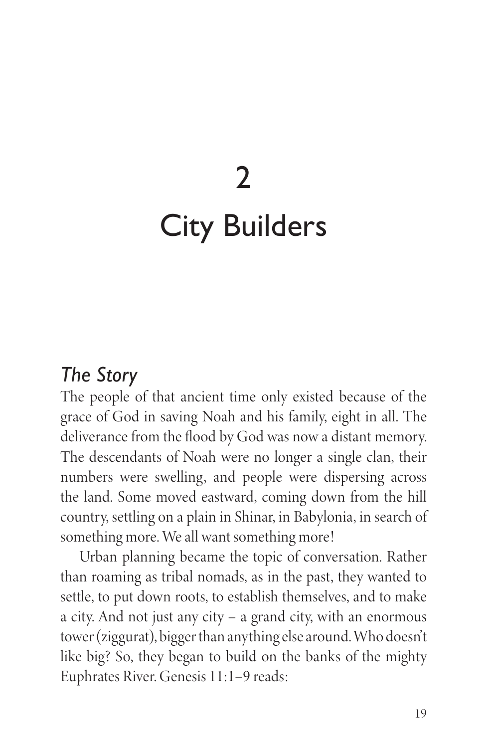# 2

# City Builders

## *The Story*

The people of that ancient time only existed because of the grace of God in saving Noah and his family, eight in all. The deliverance from the flood by God was now a distant memory. The descendants of Noah were no longer a single clan, their numbers were swelling, and people were dispersing across the land. Some moved eastward, coming down from the hill country, settling on a plain in Shinar, in Babylonia, in search of something more. We all want something more!

Urban planning became the topic of conversation. Rather than roaming as tribal nomads, as in the past, they wanted to settle, to put down roots, to establish themselves, and to make a city. And not just any city – a grand city, with an enormous tower (ziggurat), bigger than anything else around. Who doesn't like big? So, they began to build on the banks of the mighty Euphrates River. Genesis 11:1–9 reads: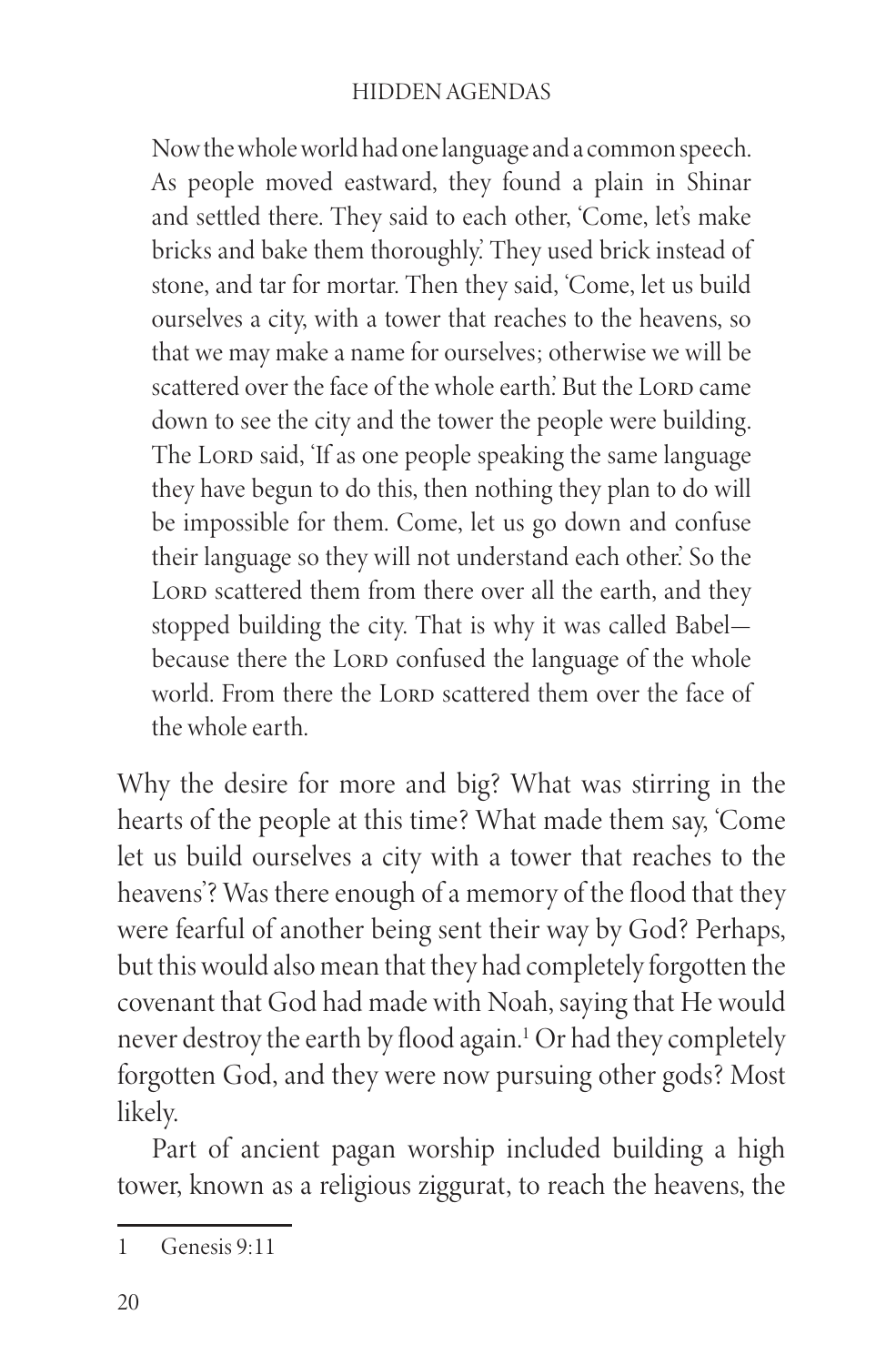> Now the whole world had one language and a common speech. As people moved eastward, they found a plain in Shinar and settled there. They said to each other, 'Come, let's make bricks and bake them thoroughly.' They used brick instead of stone, and tar for mortar. Then they said, 'Come, let us build ourselves a city, with a tower that reaches to the heavens, so that we may make a name for ourselves; otherwise we will be scattered over the face of the whole earth.' But the LORD came down to see the city and the tower the people were building. The LORD said, 'If as one people speaking the same language they have begun to do this, then nothing they plan to do will be impossible for them. Come, let us go down and confuse their language so they will not understand each other.' So the LORD scattered them from there over all the earth, and they stopped building the city. That is why it was called Babel— because there the LORD confused the language of the whole world. From there the LORD scattered them over the face of the whole earth.

Why the desire for more and big? What was stirring in the hearts of the people at this time? What made them say, 'Come let us build ourselves a city with a tower that reaches to the heavens'? Was there enough of a memory of the flood that they were fearful of another being sent their way by God? Perhaps, but this would also mean that they had completely forgotten the covenant that God had made with Noah, saying that He would never destroy the earth by flood again.[1] Or had they completely forgotten God, and they were now pursuing other gods? Most likely.

Part of ancient pagan worship included building a high tower, known as a religious ziggurat, to reach the heavens, the

---

1 Genesis 9:11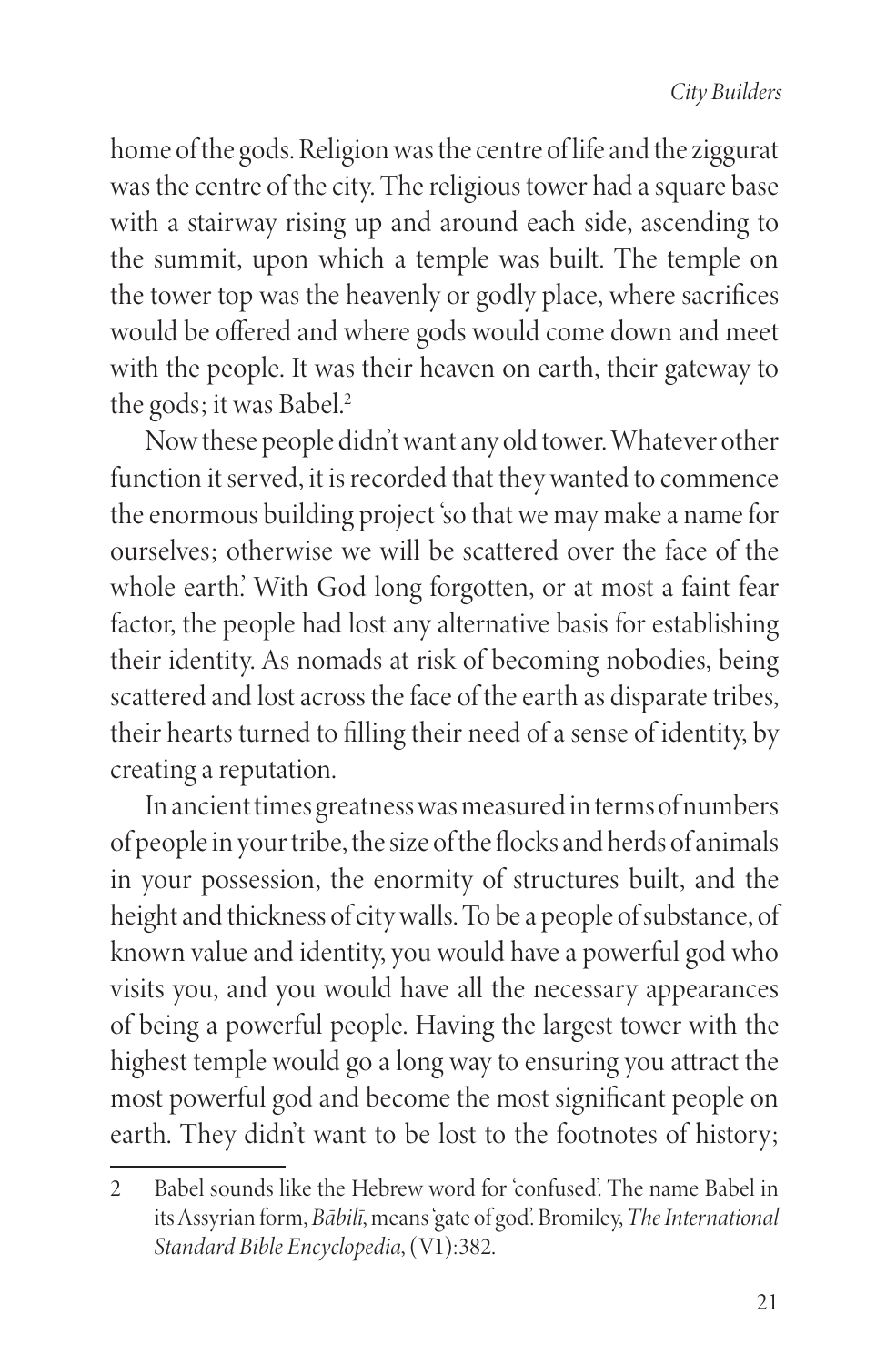home of the gods. Religion was the centre of life and the ziggurat was the centre of the city. The religious tower had a square base with a stairway rising up and around each side, ascending to the summit, upon which a temple was built. The temple on the tower top was the heavenly or godly place, where sacrifices would be offered and where gods would come down and meet with the people. It was their heaven on earth, their gateway to the gods; it was Babel.[2]

Now these people didn't want any old tower. Whatever other function it served, it is recorded that they wanted to commence the enormous building project 'so that we may make a name for ourselves; otherwise we will be scattered over the face of the whole earth.' With God long forgotten, or at most a faint fear factor, the people had lost any alternative basis for establishing their identity. As nomads at risk of becoming nobodies, being scattered and lost across the face of the earth as disparate tribes, their hearts turned to filling their need of a sense of identity, by creating a reputation.

In ancient times greatness was measured in terms of numbers of people in your tribe, the size of the flocks and herds of animals in your possession, the enormity of structures built, and the height and thickness of city walls. To be a people of substance, of known value and identity, you would have a powerful god who visits you, and you would have all the necessary appearances of being a powerful people. Having the largest tower with the highest temple would go a long way to ensuring you attract the most powerful god and become the most significant people on earth. They didn't want to be lost to the footnotes of history;

---

2 Babel sounds like the Hebrew word for 'confused'. The name Babel in its Assyrian form, *Bābilī*, means 'gate of god'. Bromiley, *The International Standard Bible Encyclopedia*, (V1):382.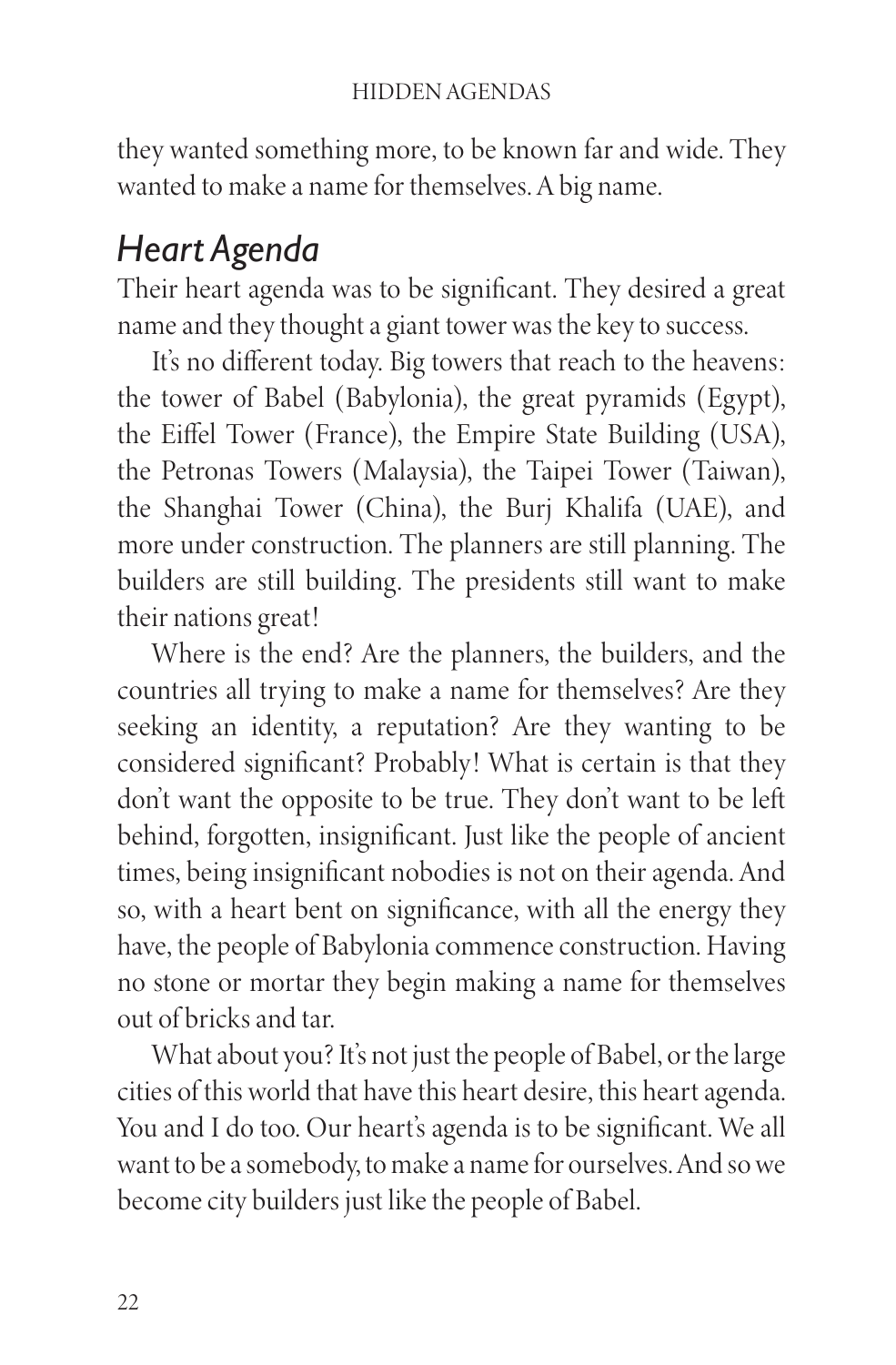they wanted something more, to be known far and wide. They wanted to make a name for themselves. A big name.

## *Heart Agenda*

Their heart agenda was to be significant. They desired a great name and they thought a giant tower was the key to success.

It's no different today. Big towers that reach to the heavens: the tower of Babel (Babylonia), the great pyramids (Egypt), the Eiffel Tower (France), the Empire State Building (USA), the Petronas Towers (Malaysia), the Taipei Tower (Taiwan), the Shanghai Tower (China), the Burj Khalifa (UAE), and more under construction. The planners are still planning. The builders are still building. The presidents still want to make their nations great!

Where is the end? Are the planners, the builders, and the countries all trying to make a name for themselves? Are they seeking an identity, a reputation? Are they wanting to be considered significant? Probably! What is certain is that they don't want the opposite to be true. They don't want to be left behind, forgotten, insignificant. Just like the people of ancient times, being insignificant nobodies is not on their agenda. And so, with a heart bent on significance, with all the energy they have, the people of Babylonia commence construction. Having no stone or mortar they begin making a name for themselves out of bricks and tar.

What about you? It's not just the people of Babel, or the large cities of this world that have this heart desire, this heart agenda. You and I do too. Our heart's agenda is to be significant. We all want to be a somebody, to make a name for ourselves. And so we become city builders just like the people of Babel.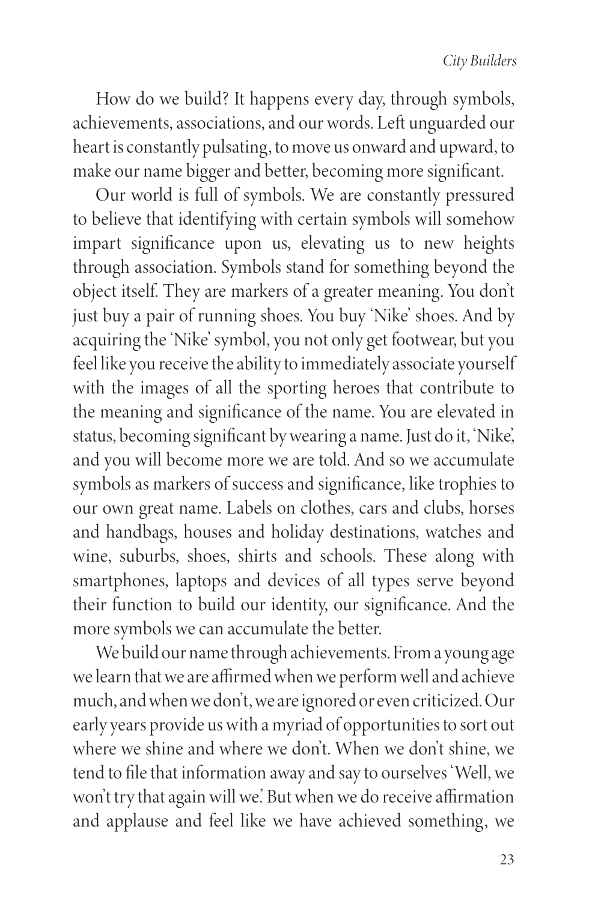How do we build? It happens every day, through symbols, achievements, associations, and our words. Left unguarded our heart is constantly pulsating, to move us onward and upward, to make our name bigger and better, becoming more significant.

Our world is full of symbols. We are constantly pressured to believe that identifying with certain symbols will somehow impart significance upon us, elevating us to new heights through association. Symbols stand for something beyond the object itself. They are markers of a greater meaning. You don't just buy a pair of running shoes. You buy 'Nike' shoes. And by acquiring the 'Nike' symbol, you not only get footwear, but you feel like you receive the ability to immediately associate yourself with the images of all the sporting heroes that contribute to the meaning and significance of the name. You are elevated in status, becoming significant by wearing a name. Just do it, 'Nike', and you will become more we are told. And so we accumulate symbols as markers of success and significance, like trophies to our own great name. Labels on clothes, cars and clubs, horses and handbags, houses and holiday destinations, watches and wine, suburbs, shoes, shirts and schools. These along with smartphones, laptops and devices of all types serve beyond their function to build our identity, our significance. And the more symbols we can accumulate the better.

We build our name through achievements. From a young age we learn that we are affirmed when we perform well and achieve much, and when we don't, we are ignored or even criticized. Our early years provide us with a myriad of opportunities to sort out where we shine and where we don't. When we don't shine, we tend to file that information away and say to ourselves 'Well, we won't try that again will we.' But when we do receive affirmation and applause and feel like we have achieved something, we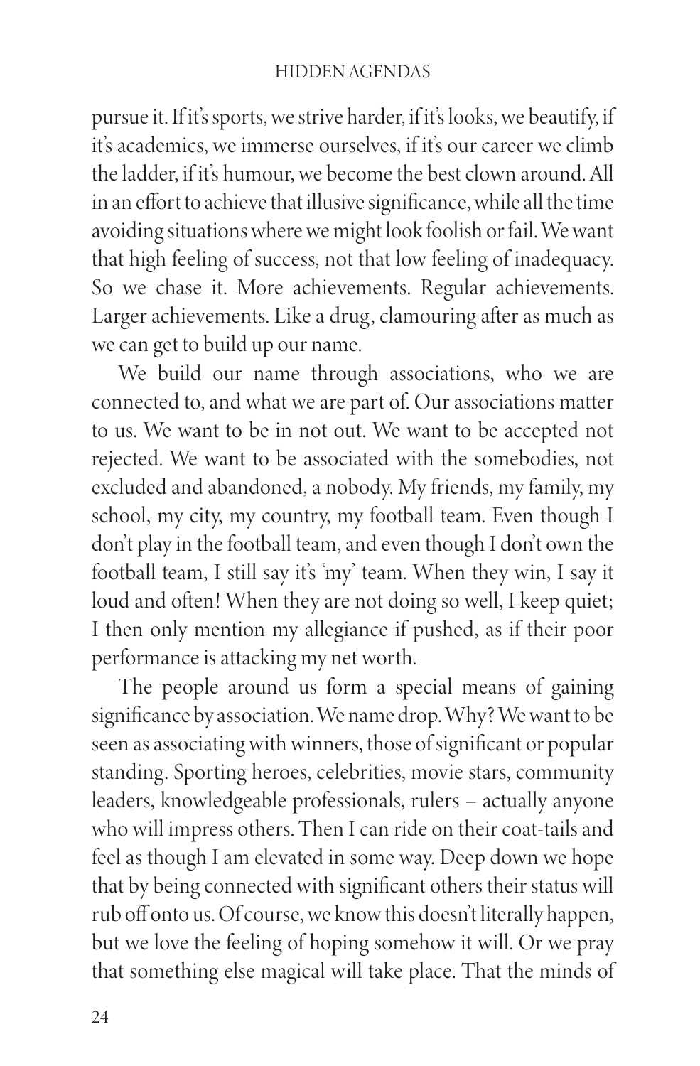pursue it. If it's sports, we strive harder, if it's looks, we beautify, if it's academics, we immerse ourselves, if it's our career we climb the ladder, if it's humour, we become the best clown around. All in an effort to achieve that illusive significance, while all the time avoiding situations where we might look foolish or fail. We want that high feeling of success, not that low feeling of inadequacy. So we chase it. More achievements. Regular achievements. Larger achievements. Like a drug, clamouring after as much as we can get to build up our name.

We build our name through associations, who we are connected to, and what we are part of. Our associations matter to us. We want to be in not out. We want to be accepted not rejected. We want to be associated with the somebodies, not excluded and abandoned, a nobody. My friends, my family, my school, my city, my country, my football team. Even though I don't play in the football team, and even though I don't own the football team, I still say it's 'my' team. When they win, I say it loud and often! When they are not doing so well, I keep quiet; I then only mention my allegiance if pushed, as if their poor performance is attacking my net worth.

The people around us form a special means of gaining significance by association. We name drop. Why? We want to be seen as associating with winners, those of significant or popular standing. Sporting heroes, celebrities, movie stars, community leaders, knowledgeable professionals, rulers – actually anyone who will impress others. Then I can ride on their coat-tails and feel as though I am elevated in some way. Deep down we hope that by being connected with significant others their status will rub off onto us. Of course, we know this doesn't literally happen, but we love the feeling of hoping somehow it will. Or we pray that something else magical will take place. That the minds of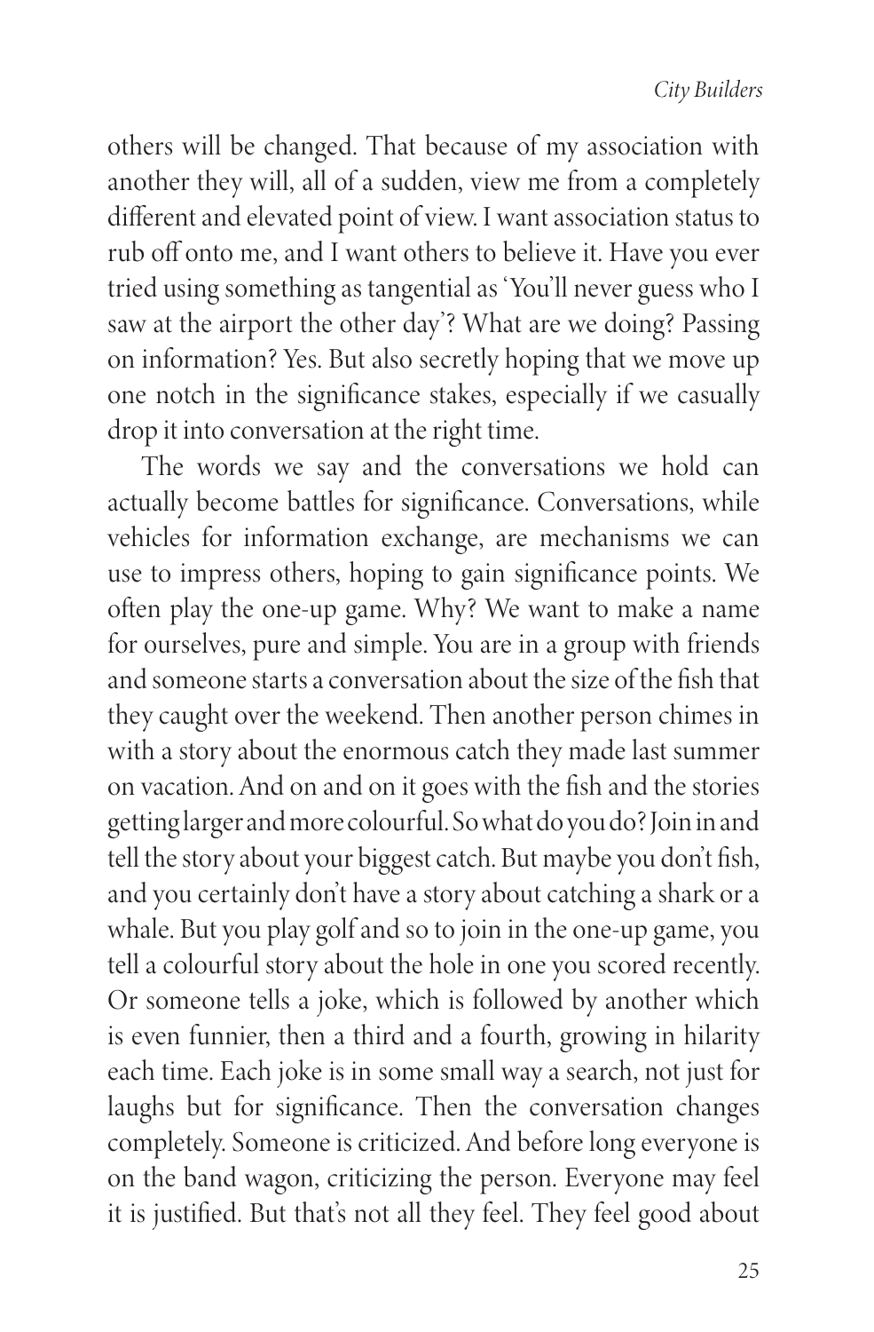others will be changed. That because of my association with another they will, all of a sudden, view me from a completely different and elevated point of view. I want association status to rub off onto me, and I want others to believe it. Have you ever tried using something as tangential as 'You'll never guess who I saw at the airport the other day'? What are we doing? Passing on information? Yes. But also secretly hoping that we move up one notch in the significance stakes, especially if we casually drop it into conversation at the right time.

The words we say and the conversations we hold can actually become battles for significance. Conversations, while vehicles for information exchange, are mechanisms we can use to impress others, hoping to gain significance points. We often play the one-up game. Why? We want to make a name for ourselves, pure and simple. You are in a group with friends and someone starts a conversation about the size of the fish that they caught over the weekend. Then another person chimes in with a story about the enormous catch they made last summer on vacation. And on and on it goes with the fish and the stories getting larger and more colourful. So what do you do? Join in and tell the story about your biggest catch. But maybe you don't fish, and you certainly don't have a story about catching a shark or a whale. But you play golf and so to join in the one-up game, you tell a colourful story about the hole in one you scored recently. Or someone tells a joke, which is followed by another which is even funnier, then a third and a fourth, growing in hilarity each time. Each joke is in some small way a search, not just for laughs but for significance. Then the conversation changes completely. Someone is criticized. And before long everyone is on the band wagon, criticizing the person. Everyone may feel it is justified. But that's not all they feel. They feel good about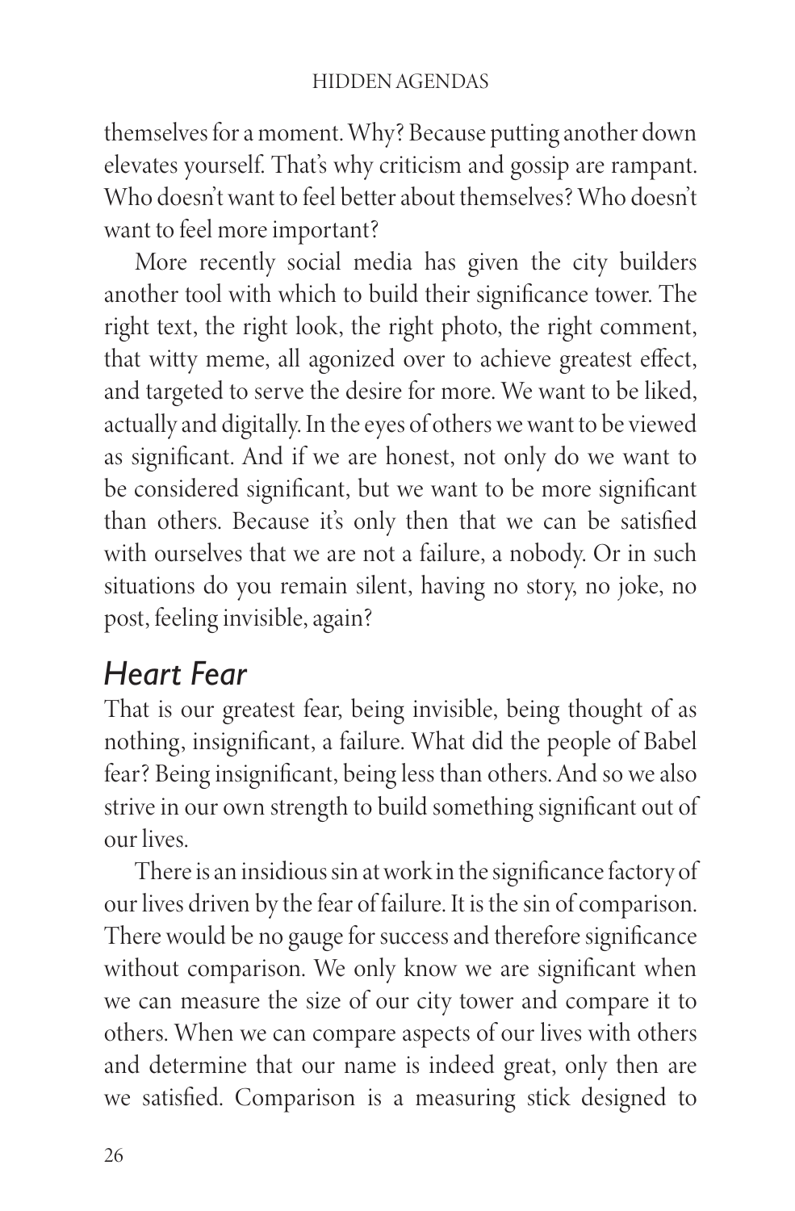themselves for a moment. Why? Because putting another down elevates yourself. That's why criticism and gossip are rampant. Who doesn't want to feel better about themselves? Who doesn't want to feel more important?

More recently social media has given the city builders another tool with which to build their significance tower. The right text, the right look, the right photo, the right comment, that witty meme, all agonized over to achieve greatest effect, and targeted to serve the desire for more. We want to be liked, actually and digitally. In the eyes of others we want to be viewed as significant. And if we are honest, not only do we want to be considered significant, but we want to be more significant than others. Because it's only then that we can be satisfied with ourselves that we are not a failure, a nobody. Or in such situations do you remain silent, having no story, no joke, no post, feeling invisible, again?

## *Heart Fear*

That is our greatest fear, being invisible, being thought of as nothing, insignificant, a failure. What did the people of Babel fear? Being insignificant, being less than others. And so we also strive in our own strength to build something significant out of our lives.

There is an insidious sin at work in the significance factory of our lives driven by the fear of failure. It is the sin of comparison. There would be no gauge for success and therefore significance without comparison. We only know we are significant when we can measure the size of our city tower and compare it to others. When we can compare aspects of our lives with others and determine that our name is indeed great, only then are we satisfied. Comparison is a measuring stick designed to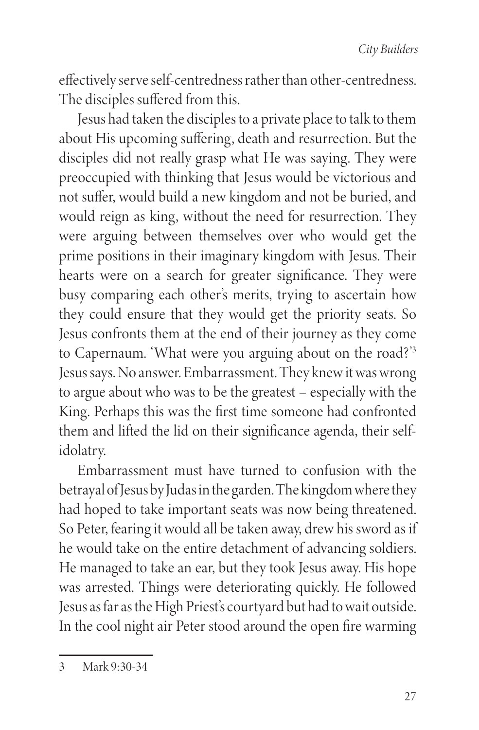effectively serve self-centredness rather than other-centredness. The disciples suffered from this.

Jesus had taken the disciples to a private place to talk to them about His upcoming suffering, death and resurrection. But the disciples did not really grasp what He was saying. They were preoccupied with thinking that Jesus would be victorious and not suffer, would build a new kingdom and not be buried, and would reign as king, without the need for resurrection. They were arguing between themselves over who would get the prime positions in their imaginary kingdom with Jesus. Their hearts were on a search for greater significance. They were busy comparing each other's merits, trying to ascertain how they could ensure that they would get the priority seats. So Jesus confronts them at the end of their journey as they come to Capernaum. 'What were you arguing about on the road?'[3] Jesus says. No answer. Embarrassment. They knew it was wrong to argue about who was to be the greatest – especially with the King. Perhaps this was the first time someone had confronted them and lifted the lid on their significance agenda, their self-idolatry.

Embarrassment must have turned to confusion with the betrayal of Jesus by Judas in the garden. The kingdom where they had hoped to take important seats was now being threatened. So Peter, fearing it would all be taken away, drew his sword as if he would take on the entire detachment of advancing soldiers. He managed to take an ear, but they took Jesus away. His hope was arrested. Things were deteriorating quickly. He followed Jesus as far as the High Priest's courtyard but had to wait outside. In the cool night air Peter stood around the open fire warming

---

3 Mark 9:30-34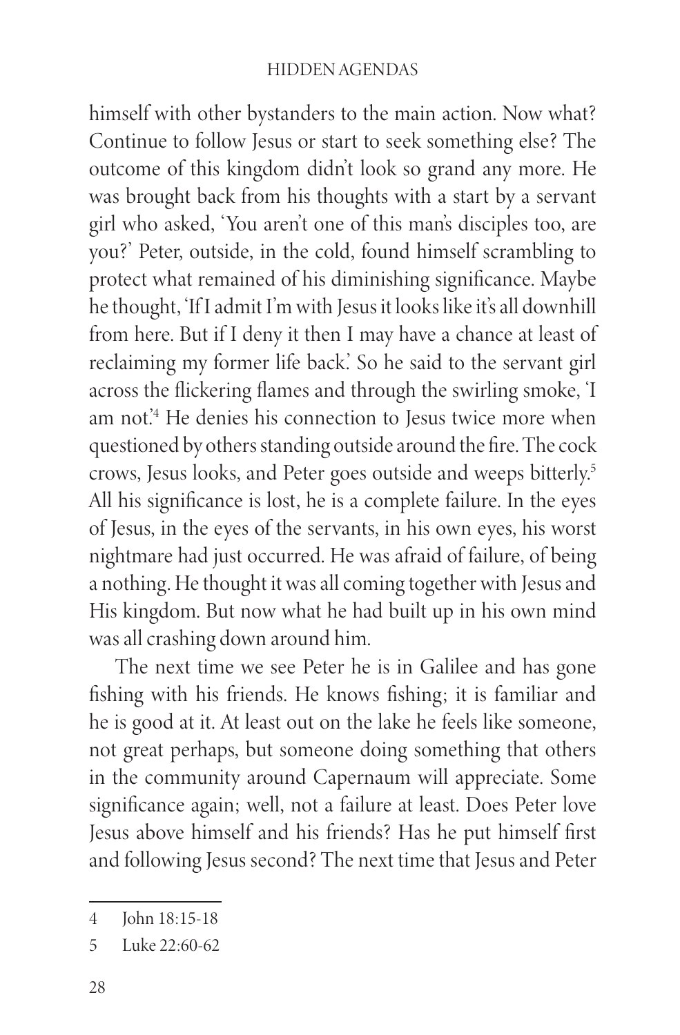himself with other bystanders to the main action. Now what? Continue to follow Jesus or start to seek something else? The outcome of this kingdom didn't look so grand any more. He was brought back from his thoughts with a start by a servant girl who asked, 'You aren't one of this man's disciples too, are you?' Peter, outside, in the cold, found himself scrambling to protect what remained of his diminishing significance. Maybe he thought, 'If I admit I'm with Jesus it looks like it's all downhill from here. But if I deny it then I may have a chance at least of reclaiming my former life back.' So he said to the servant girl across the flickering flames and through the swirling smoke, 'I am not.'[4] He denies his connection to Jesus twice more when questioned by others standing outside around the fire. The cock crows, Jesus looks, and Peter goes outside and weeps bitterly.[5] All his significance is lost, he is a complete failure. In the eyes of Jesus, in the eyes of the servants, in his own eyes, his worst nightmare had just occurred. He was afraid of failure, of being a nothing. He thought it was all coming together with Jesus and His kingdom. But now what he had built up in his own mind was all crashing down around him.

The next time we see Peter he is in Galilee and has gone fishing with his friends. He knows fishing; it is familiar and he is good at it. At least out on the lake he feels like someone, not great perhaps, but someone doing something that others in the community around Capernaum will appreciate. Some significance again; well, not a failure at least. Does Peter love Jesus above himself and his friends? Has he put himself first and following Jesus second? The next time that Jesus and Peter

---

4 John 18:15-18

5 Luke 22:60-62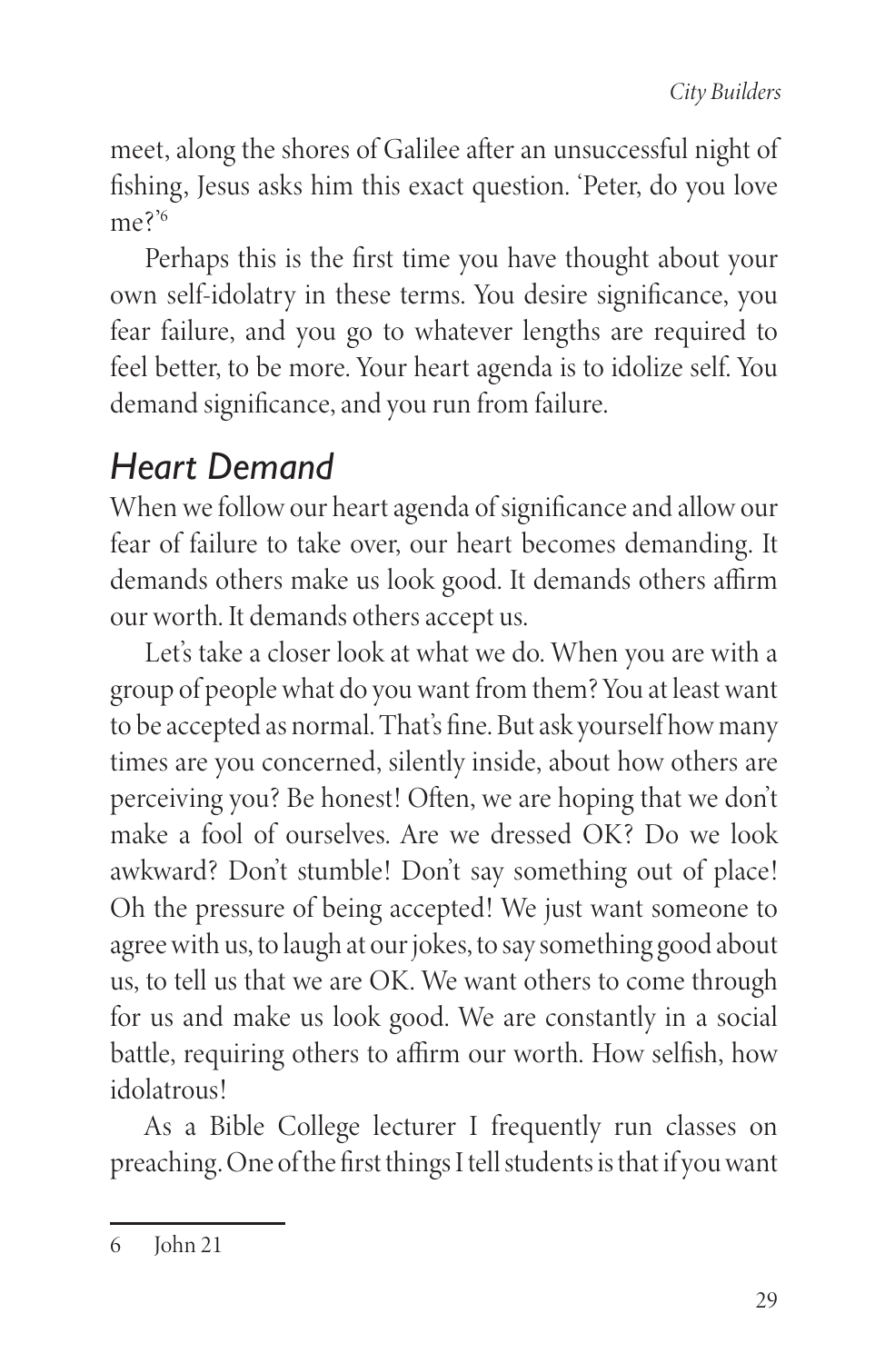meet, along the shores of Galilee after an unsuccessful night of fishing, Jesus asks him this exact question. 'Peter, do you love me?'[6]

Perhaps this is the first time you have thought about your own self-idolatry in these terms. You desire significance, you fear failure, and you go to whatever lengths are required to feel better, to be more. Your heart agenda is to idolize self. You demand significance, and you run from failure.

## *Heart Demand*

When we follow our heart agenda of significance and allow our fear of failure to take over, our heart becomes demanding. It demands others make us look good. It demands others affirm our worth. It demands others accept us.

Let's take a closer look at what we do. When you are with a group of people what do you want from them? You at least want to be accepted as normal. That's fine. But ask yourself how many times are you concerned, silently inside, about how others are perceiving you? Be honest! Often, we are hoping that we don't make a fool of ourselves. Are we dressed OK? Do we look awkward? Don't stumble! Don't say something out of place! Oh the pressure of being accepted! We just want someone to agree with us, to laugh at our jokes, to say something good about us, to tell us that we are OK. We want others to come through for us and make us look good. We are constantly in a social battle, requiring others to affirm our worth. How selfish, how idolatrous!

As a Bible College lecturer I frequently run classes on preaching. One of the first things I tell students is that if you want

---

6 John 21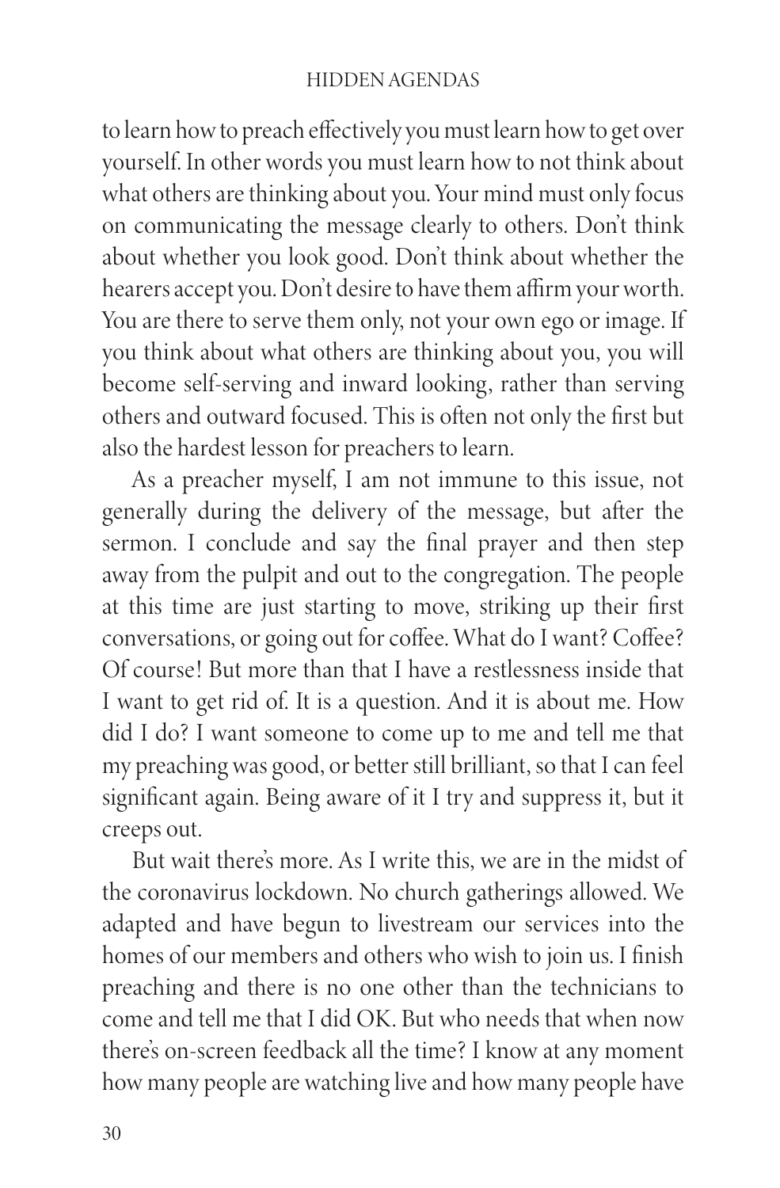to learn how to preach effectively you must learn how to get over yourself. In other words you must learn how to not think about what others are thinking about you. Your mind must only focus on communicating the message clearly to others. Don't think about whether you look good. Don't think about whether the hearers accept you. Don't desire to have them affirm your worth. You are there to serve them only, not your own ego or image. If you think about what others are thinking about you, you will become self-serving and inward looking, rather than serving others and outward focused. This is often not only the first but also the hardest lesson for preachers to learn.

As a preacher myself, I am not immune to this issue, not generally during the delivery of the message, but after the sermon. I conclude and say the final prayer and then step away from the pulpit and out to the congregation. The people at this time are just starting to move, striking up their first conversations, or going out for coffee. What do I want? Coffee? Of course! But more than that I have a restlessness inside that I want to get rid of. It is a question. And it is about me. How did I do? I want someone to come up to me and tell me that my preaching was good, or better still brilliant, so that I can feel significant again. Being aware of it I try and suppress it, but it creeps out.

But wait there's more. As I write this, we are in the midst of the coronavirus lockdown. No church gatherings allowed. We adapted and have begun to livestream our services into the homes of our members and others who wish to join us. I finish preaching and there is no one other than the technicians to come and tell me that I did OK. But who needs that when now there's on-screen feedback all the time? I know at any moment how many people are watching live and how many people have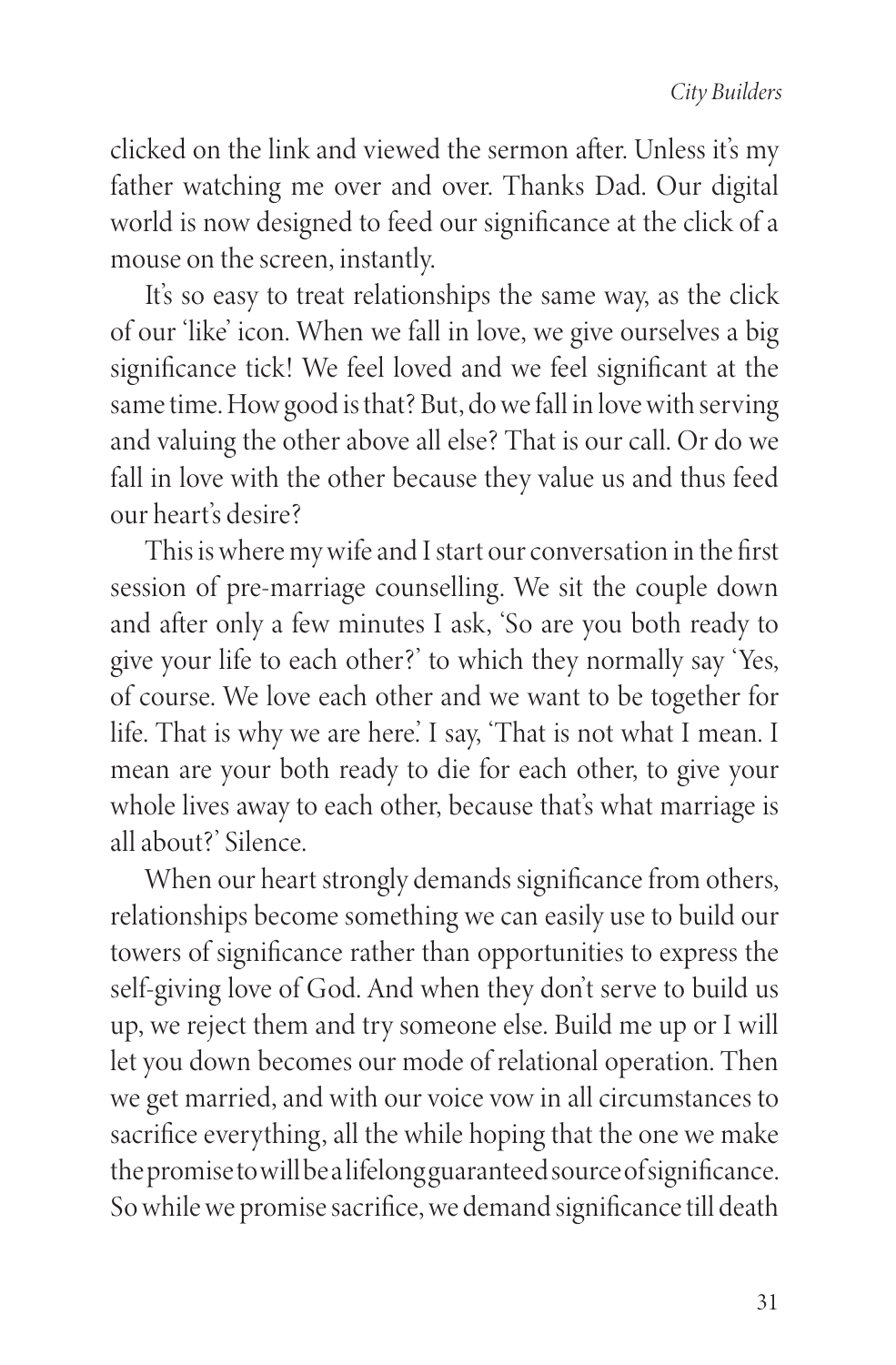clicked on the link and viewed the sermon after. Unless it's my father watching me over and over. Thanks Dad. Our digital world is now designed to feed our significance at the click of a mouse on the screen, instantly.

It's so easy to treat relationships the same way, as the click of our 'like' icon. When we fall in love, we give ourselves a big significance tick! We feel loved and we feel significant at the same time. How good is that? But, do we fall in love with serving and valuing the other above all else? That is our call. Or do we fall in love with the other because they value us and thus feed our heart's desire?

This is where my wife and I start our conversation in the first session of pre-marriage counselling. We sit the couple down and after only a few minutes I ask, 'So are you both ready to give your life to each other?' to which they normally say 'Yes, of course. We love each other and we want to be together for life. That is why we are here.' I say, 'That is not what I mean. I mean are your both ready to die for each other, to give your whole lives away to each other, because that's what marriage is all about?' Silence.

When our heart strongly demands significance from others, relationships become something we can easily use to build our towers of significance rather than opportunities to express the self-giving love of God. And when they don't serve to build us up, we reject them and try someone else. Build me up or I will let you down becomes our mode of relational operation. Then we get married, and with our voice vow in all circumstances to sacrifice everything, all the while hoping that the one we make the promise to will be a lifelong guaranteed source of significance. So while we promise sacrifice, we demand significance till death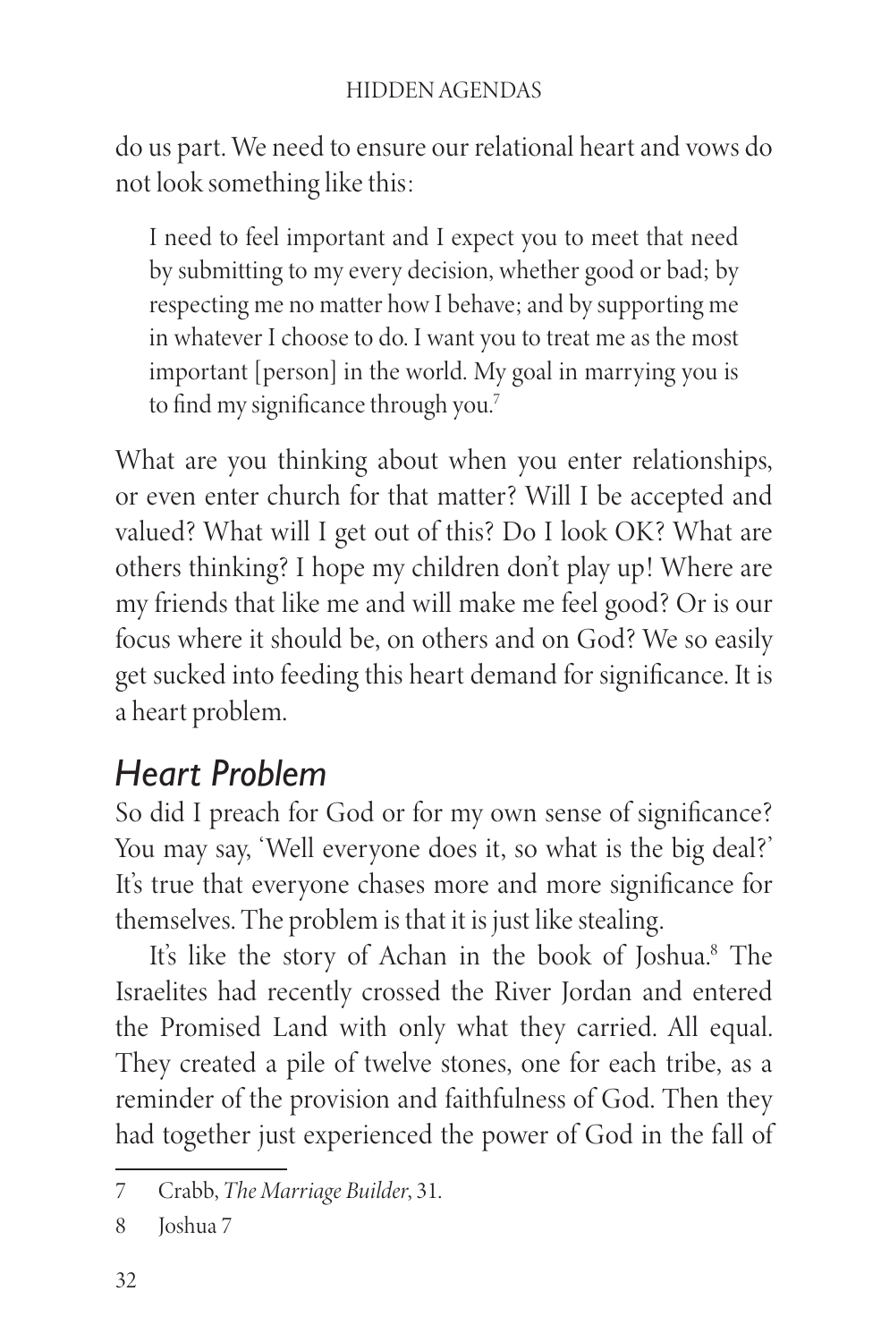do us part. We need to ensure our relational heart and vows do not look something like this:

> I need to feel important and I expect you to meet that need by submitting to my every decision, whether good or bad; by respecting me no matter how I behave; and by supporting me in whatever I choose to do. I want you to treat me as the most important [person] in the world. My goal in marrying you is to find my significance through you.[7]

What are you thinking about when you enter relationships, or even enter church for that matter? Will I be accepted and valued? What will I get out of this? Do I look OK? What are others thinking? I hope my children don't play up! Where are my friends that like me and will make me feel good? Or is our focus where it should be, on others and on God? We so easily get sucked into feeding this heart demand for significance. It is a heart problem.

## *Heart Problem*

So did I preach for God or for my own sense of significance? You may say, 'Well everyone does it, so what is the big deal?' It's true that everyone chases more and more significance for themselves. The problem is that it is just like stealing.

It's like the story of Achan in the book of Joshua.[8] The Israelites had recently crossed the River Jordan and entered the Promised Land with only what they carried. All equal. They created a pile of twelve stones, one for each tribe, as a reminder of the provision and faithfulness of God. Then they had together just experienced the power of God in the fall of

---

7 Crabb, *The Marriage Builder*, 31.

8 Joshua 7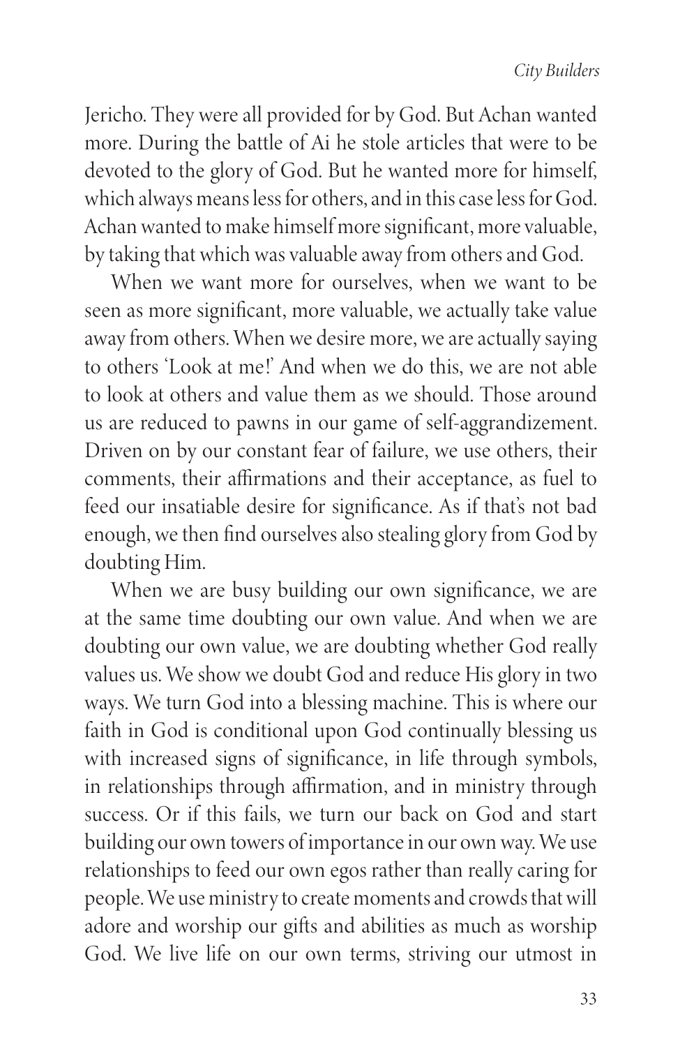Jericho. They were all provided for by God. But Achan wanted more. During the battle of Ai he stole articles that were to be devoted to the glory of God. But he wanted more for himself, which always means less for others, and in this case less for God. Achan wanted to make himself more significant, more valuable, by taking that which was valuable away from others and God.

When we want more for ourselves, when we want to be seen as more significant, more valuable, we actually take value away from others. When we desire more, we are actually saying to others 'Look at me!' And when we do this, we are not able to look at others and value them as we should. Those around us are reduced to pawns in our game of self-aggrandizement. Driven on by our constant fear of failure, we use others, their comments, their affirmations and their acceptance, as fuel to feed our insatiable desire for significance. As if that's not bad enough, we then find ourselves also stealing glory from God by doubting Him.

When we are busy building our own significance, we are at the same time doubting our own value. And when we are doubting our own value, we are doubting whether God really values us. We show we doubt God and reduce His glory in two ways. We turn God into a blessing machine. This is where our faith in God is conditional upon God continually blessing us with increased signs of significance, in life through symbols, in relationships through affirmation, and in ministry through success. Or if this fails, we turn our back on God and start building our own towers of importance in our own way. We use relationships to feed our own egos rather than really caring for people. We use ministry to create moments and crowds that will adore and worship our gifts and abilities as much as worship God. We live life on our own terms, striving our utmost in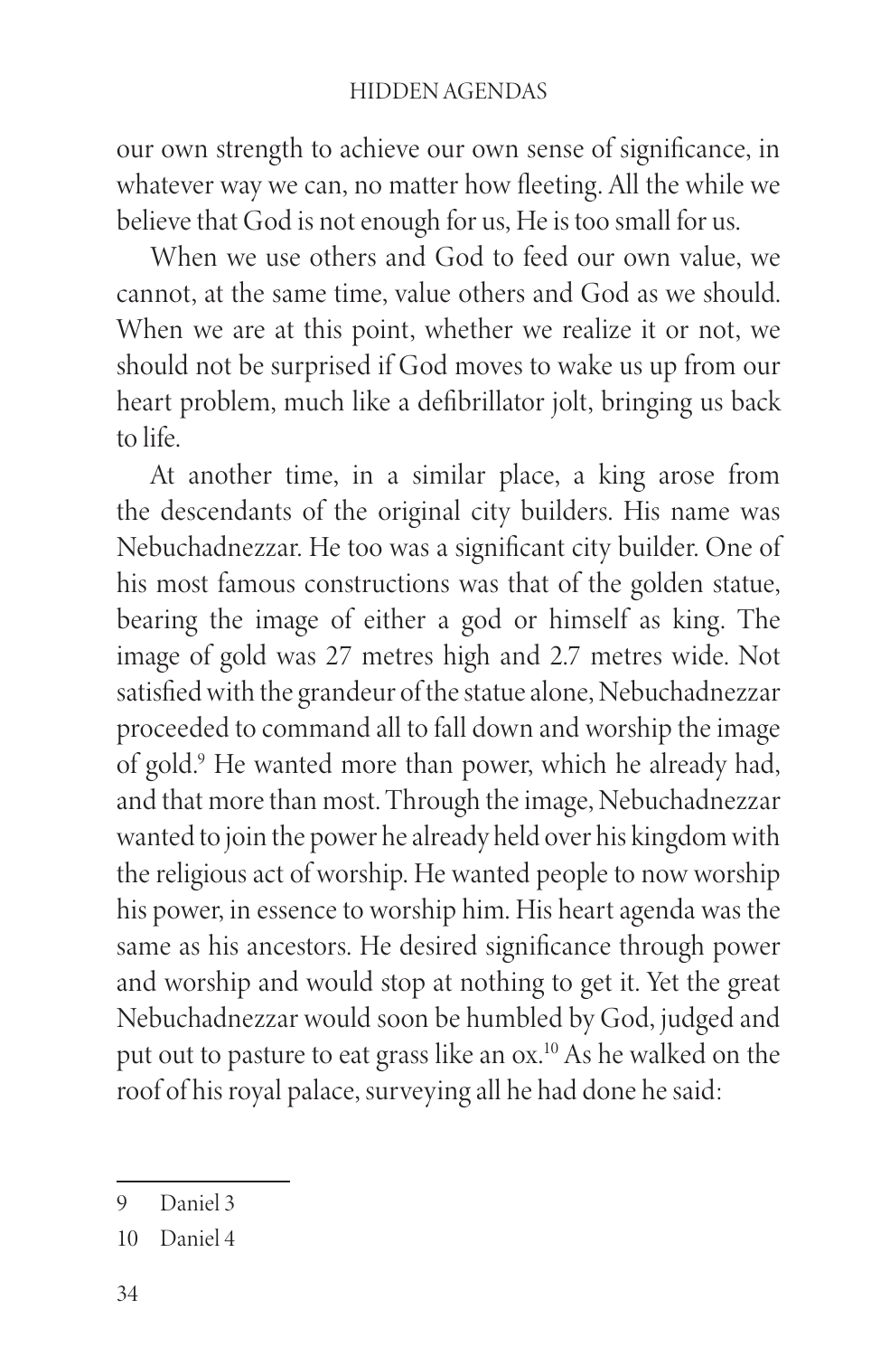our own strength to achieve our own sense of significance, in whatever way we can, no matter how fleeting. All the while we believe that God is not enough for us, He is too small for us.

When we use others and God to feed our own value, we cannot, at the same time, value others and God as we should. When we are at this point, whether we realize it or not, we should not be surprised if God moves to wake us up from our heart problem, much like a defibrillator jolt, bringing us back to life.

At another time, in a similar place, a king arose from the descendants of the original city builders. His name was Nebuchadnezzar. He too was a significant city builder. One of his most famous constructions was that of the golden statue, bearing the image of either a god or himself as king. The image of gold was 27 metres high and 2.7 metres wide. Not satisfied with the grandeur of the statue alone, Nebuchadnezzar proceeded to command all to fall down and worship the image of gold.[9] He wanted more than power, which he already had, and that more than most. Through the image, Nebuchadnezzar wanted to join the power he already held over his kingdom with the religious act of worship. He wanted people to now worship his power, in essence to worship him. His heart agenda was the same as his ancestors. He desired significance through power and worship and would stop at nothing to get it. Yet the great Nebuchadnezzar would soon be humbled by God, judged and put out to pasture to eat grass like an ox.[10] As he walked on the roof of his royal palace, surveying all he had done he said:

---

9 Daniel 3

10 Daniel 4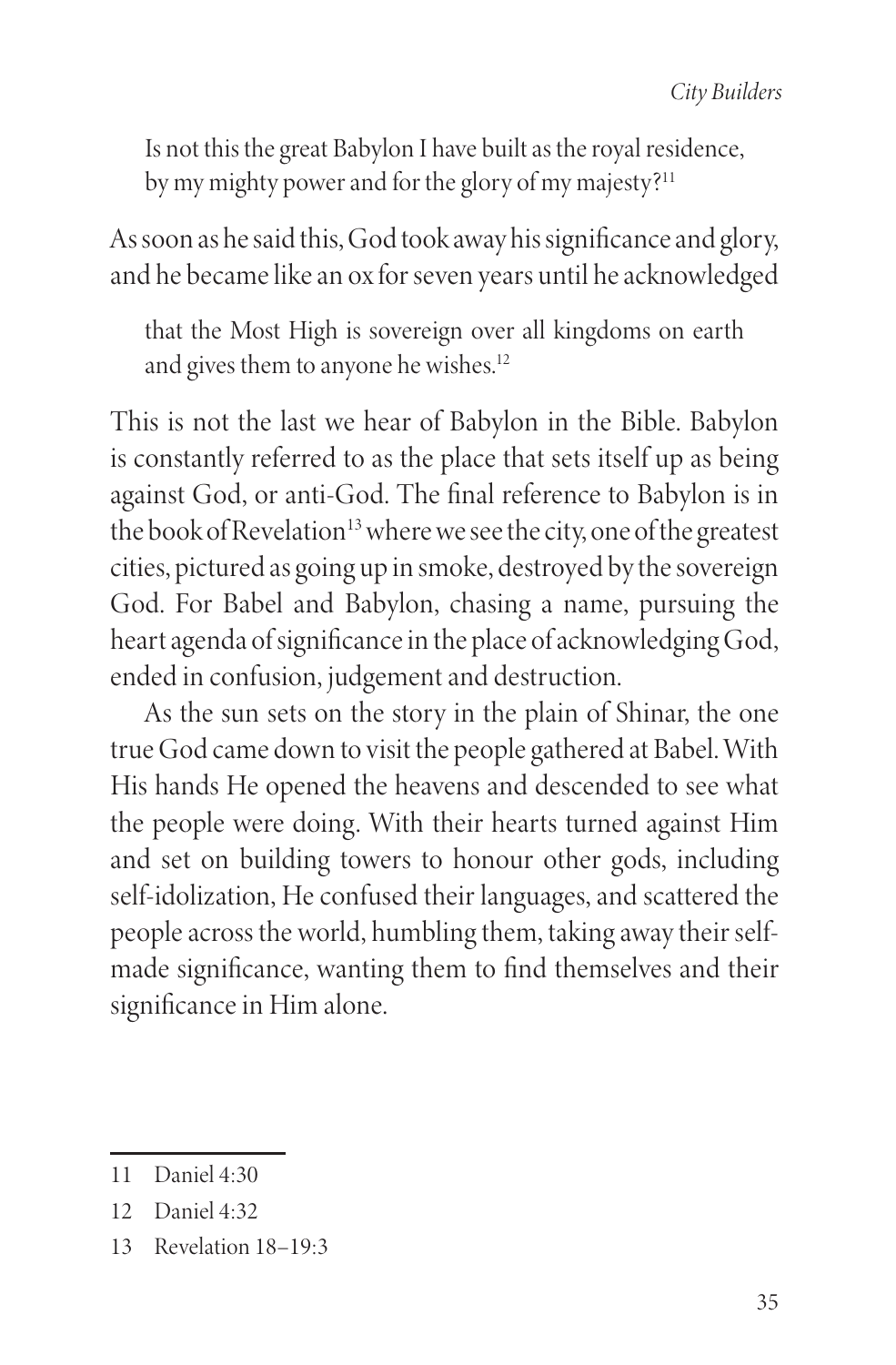> Is not this the great Babylon I have built as the royal residence, by my mighty power and for the glory of my majesty?[11]

As soon as he said this, God took away his significance and glory, and he became like an ox for seven years until he acknowledged

> that the Most High is sovereign over all kingdoms on earth and gives them to anyone he wishes.[12]

This is not the last we hear of Babylon in the Bible. Babylon is constantly referred to as the place that sets itself up as being against God, or anti-God. The final reference to Babylon is in the book of Revelation[13] where we see the city, one of the greatest cities, pictured as going up in smoke, destroyed by the sovereign God. For Babel and Babylon, chasing a name, pursuing the heart agenda of significance in the place of acknowledging God, ended in confusion, judgement and destruction.

As the sun sets on the story in the plain of Shinar, the one true God came down to visit the people gathered at Babel. With His hands He opened the heavens and descended to see what the people were doing. With their hearts turned against Him and set on building towers to honour other gods, including self-idolization, He confused their languages, and scattered the people across the world, humbling them, taking away their self-made significance, wanting them to find themselves and their significance in Him alone.

---

11 Daniel 4:30

12 Daniel 4:32

13 Revelation 18–19:3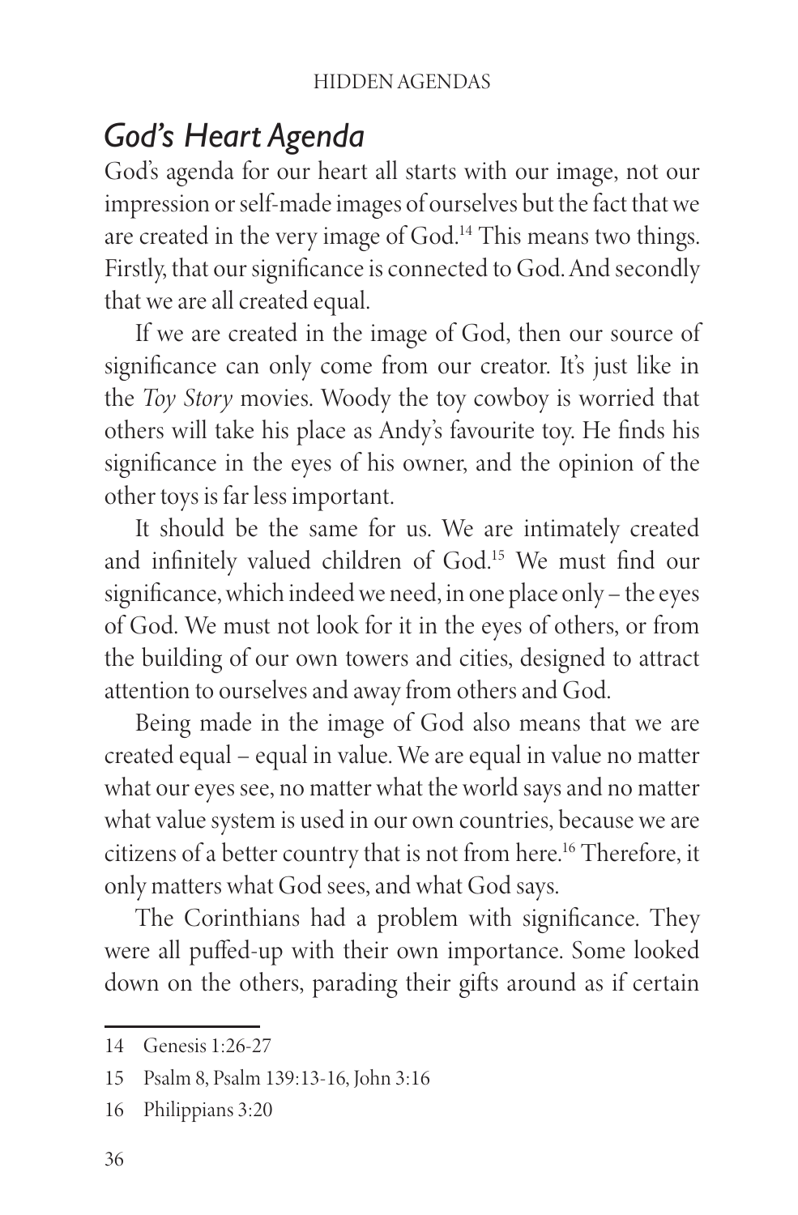## *God's Heart Agenda*

God's agenda for our heart all starts with our image, not our impression or self-made images of ourselves but the fact that we are created in the very image of God.[14] This means two things. Firstly, that our significance is connected to God. And secondly that we are all created equal.

If we are created in the image of God, then our source of significance can only come from our creator. It's just like in the *Toy Story* movies. Woody the toy cowboy is worried that others will take his place as Andy's favourite toy. He finds his significance in the eyes of his owner, and the opinion of the other toys is far less important.

It should be the same for us. We are intimately created and infinitely valued children of God.[15] We must find our significance, which indeed we need, in one place only – the eyes of God. We must not look for it in the eyes of others, or from the building of our own towers and cities, designed to attract attention to ourselves and away from others and God.

Being made in the image of God also means that we are created equal – equal in value. We are equal in value no matter what our eyes see, no matter what the world says and no matter what value system is used in our own countries, because we are citizens of a better country that is not from here.[16] Therefore, it only matters what God sees, and what God says.

The Corinthians had a problem with significance. They were all puffed-up with their own importance. Some looked down on the others, parading their gifts around as if certain

---

14 Genesis 1:26-27

15 Psalm 8, Psalm 139:13-16, John 3:16

16 Philippians 3:20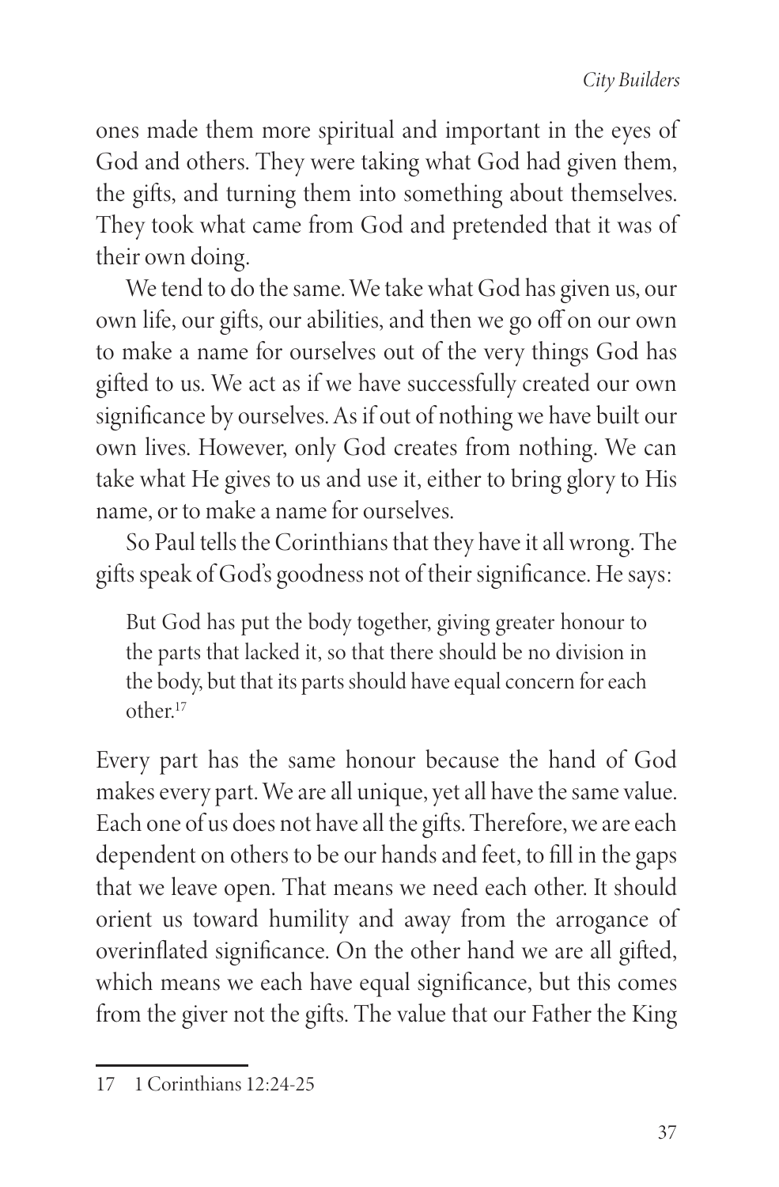ones made them more spiritual and important in the eyes of God and others. They were taking what God had given them, the gifts, and turning them into something about themselves. They took what came from God and pretended that it was of their own doing.

We tend to do the same. We take what God has given us, our own life, our gifts, our abilities, and then we go off on our own to make a name for ourselves out of the very things God has gifted to us. We act as if we have successfully created our own significance by ourselves. As if out of nothing we have built our own lives. However, only God creates from nothing. We can take what He gives to us and use it, either to bring glory to His name, or to make a name for ourselves.

So Paul tells the Corinthians that they have it all wrong. The gifts speak of God's goodness not of their significance. He says:

> But God has put the body together, giving greater honour to the parts that lacked it, so that there should be no division in the body, but that its parts should have equal concern for each other.[17]

Every part has the same honour because the hand of God makes every part. We are all unique, yet all have the same value. Each one of us does not have all the gifts. Therefore, we are each dependent on others to be our hands and feet, to fill in the gaps that we leave open. That means we need each other. It should orient us toward humility and away from the arrogance of overinflated significance. On the other hand we are all gifted, which means we each have equal significance, but this comes from the giver not the gifts. The value that our Father the King

---

17 1 Corinthians 12:24-25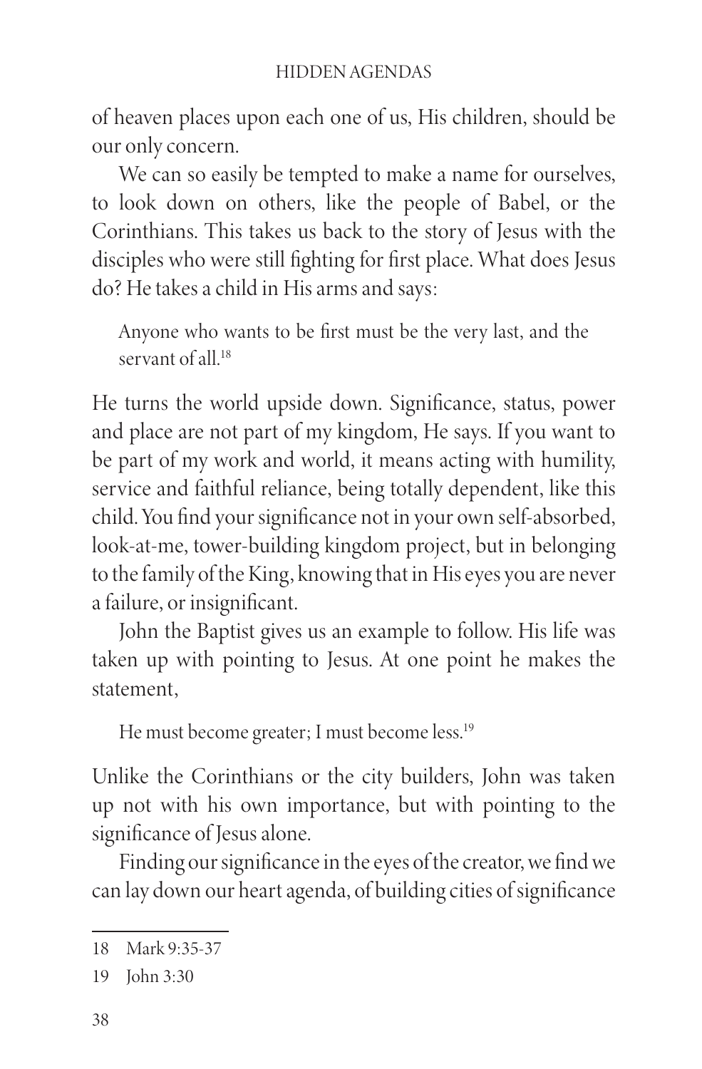of heaven places upon each one of us, His children, should be our only concern.

We can so easily be tempted to make a name for ourselves, to look down on others, like the people of Babel, or the Corinthians. This takes us back to the story of Jesus with the disciples who were still fighting for first place. What does Jesus do? He takes a child in His arms and says:

> Anyone who wants to be first must be the very last, and the servant of all.[18]

He turns the world upside down. Significance, status, power and place are not part of my kingdom, He says. If you want to be part of my work and world, it means acting with humility, service and faithful reliance, being totally dependent, like this child. You find your significance not in your own self-absorbed, look-at-me, tower-building kingdom project, but in belonging to the family of the King, knowing that in His eyes you are never a failure, or insignificant.

John the Baptist gives us an example to follow. His life was taken up with pointing to Jesus. At one point he makes the statement,

> He must become greater; I must become less.[19]

Unlike the Corinthians or the city builders, John was taken up not with his own importance, but with pointing to the significance of Jesus alone.

Finding our significance in the eyes of the creator, we find we can lay down our heart agenda, of building cities of significance

---

18 Mark 9:35-37

19 John 3:30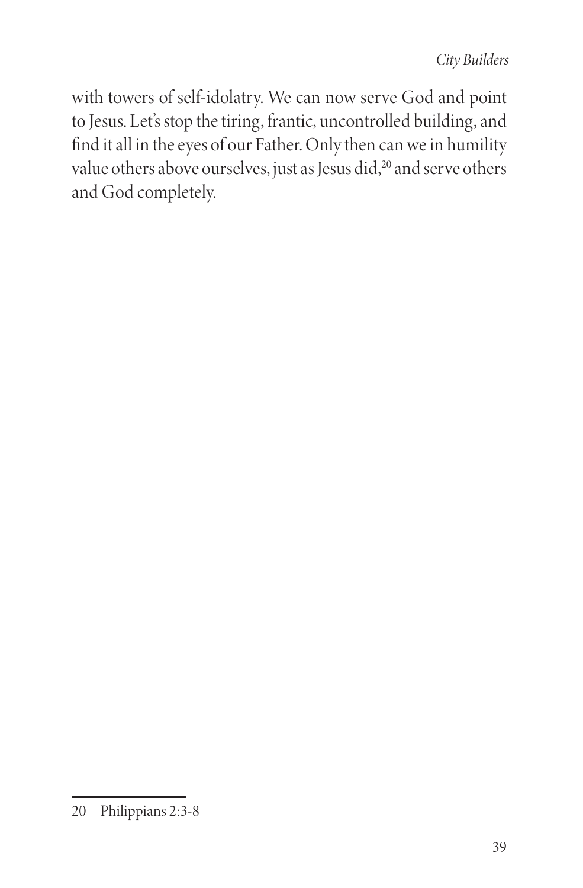with towers of self-idolatry. We can now serve God and point to Jesus. Let's stop the tiring, frantic, uncontrolled building, and find it all in the eyes of our Father. Only then can we in humility value others above ourselves, just as Jesus did,[20] and serve others and God completely.

---

20 Philippians 2:3-8